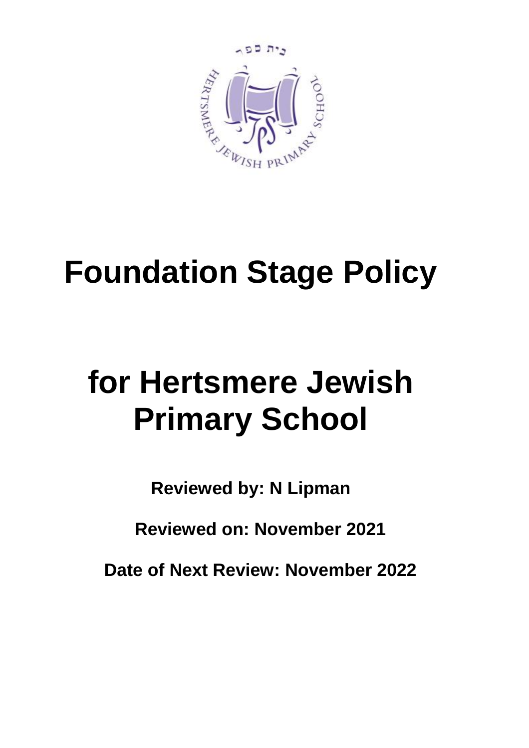# Foundation Stage Policy

# for Hertsmere Jewish Primary School

**Reviewed by: N Lipman**

**Reviewed on: November 2021**

**Date of Next Review: November 2022**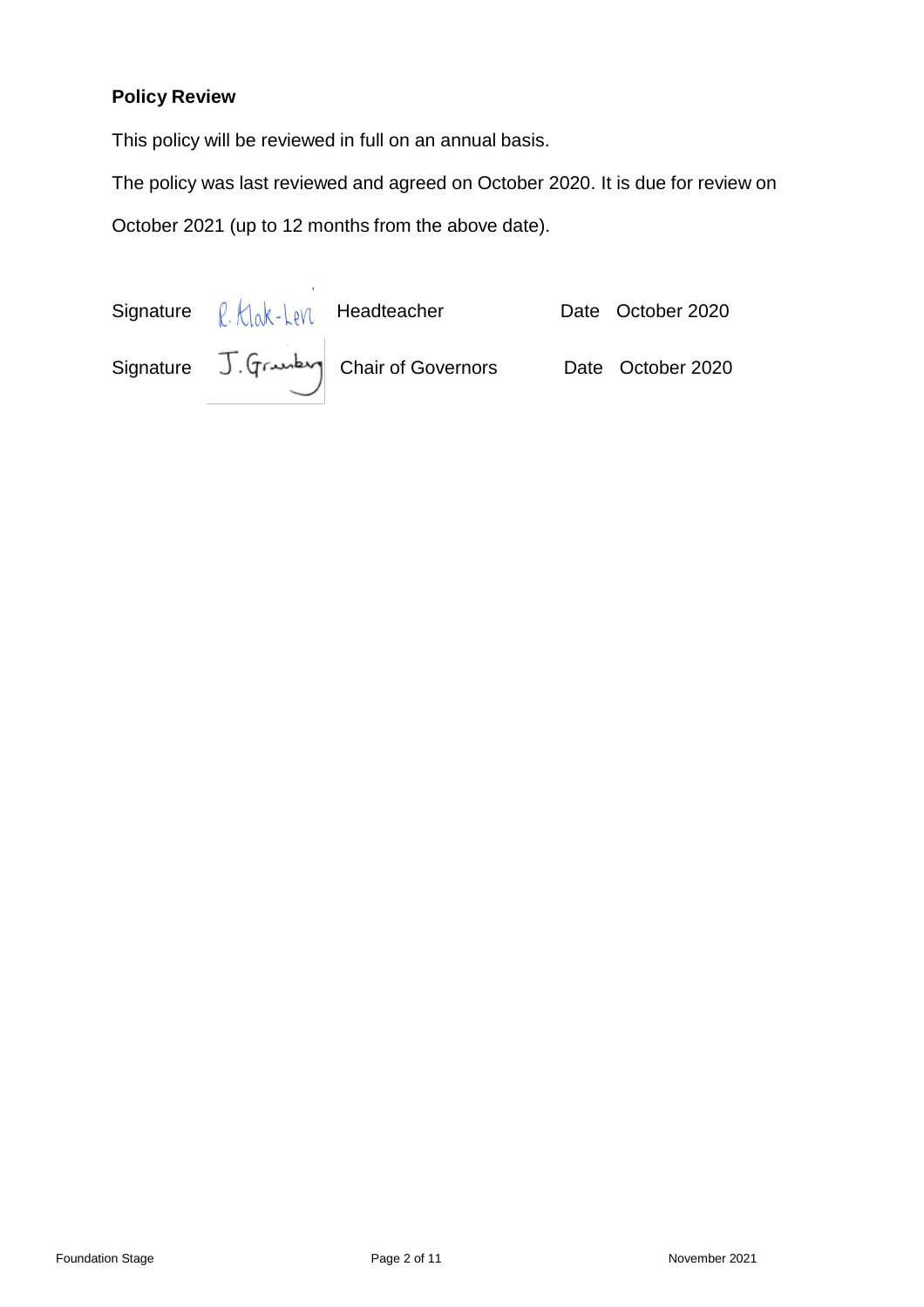**Policy Review**

This policy will be reviewed in full on an annual basis.

The policy was last reviewed and agreed on October 2020. It is due for review on October 2021 (up to 12 months from the above date).

Signature R. Klak-Levi Headteacher Date October 2020

Signature J. Grunberg Chair of Governors Date October 2020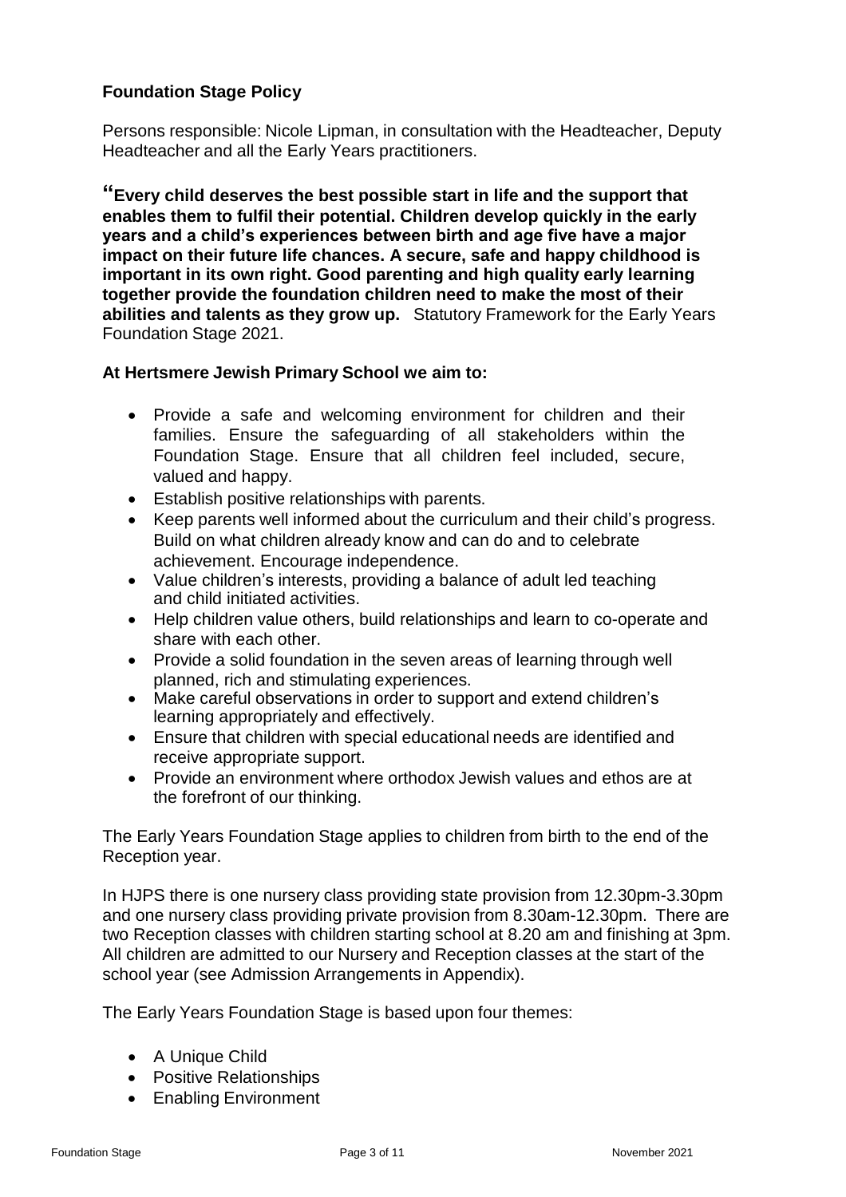**Foundation Stage Policy**

Persons responsible: Nicole Lipman, in consultation with the Headteacher, Deputy Headteacher and all the Early Years practitioners.

**"Every child deserves the best possible start in life and the support that enables them to fulfil their potential. Children develop quickly in the early years and a child's experiences between birth and age five have a major impact on their future life chances. A secure, safe and happy childhood is important in its own right. Good parenting and high quality early learning together provide the foundation children need to make the most of their abilities and talents as they grow up.** Statutory Framework for the Early Years Foundation Stage 2021.

**At Hertsmere Jewish Primary School we aim to:**

- Provide a safe and welcoming environment for children and their families. Ensure the safeguarding of all stakeholders within the Foundation Stage. Ensure that all children feel included, secure, valued and happy.
- Establish positive relationships with parents.
- Keep parents well informed about the curriculum and their child's progress. Build on what children already know and can do and to celebrate achievement. Encourage independence.
- Value children's interests, providing a balance of adult led teaching and child initiated activities.
- Help children value others, build relationships and learn to co-operate and share with each other.
- Provide a solid foundation in the seven areas of learning through well planned, rich and stimulating experiences.
- Make careful observations in order to support and extend children's learning appropriately and effectively.
- Ensure that children with special educational needs are identified and receive appropriate support.
- Provide an environment where orthodox Jewish values and ethos are at the forefront of our thinking.

The Early Years Foundation Stage applies to children from birth to the end of the Reception year.

In HJPS there is one nursery class providing state provision from 12.30pm-3.30pm and one nursery class providing private provision from 8.30am-12.30pm. There are two Reception classes with children starting school at 8.20 am and finishing at 3pm. All children are admitted to our Nursery and Reception classes at the start of the school year (see Admission Arrangements in Appendix).

The Early Years Foundation Stage is based upon four themes:

- A Unique Child
- Positive Relationships
- Enabling Environment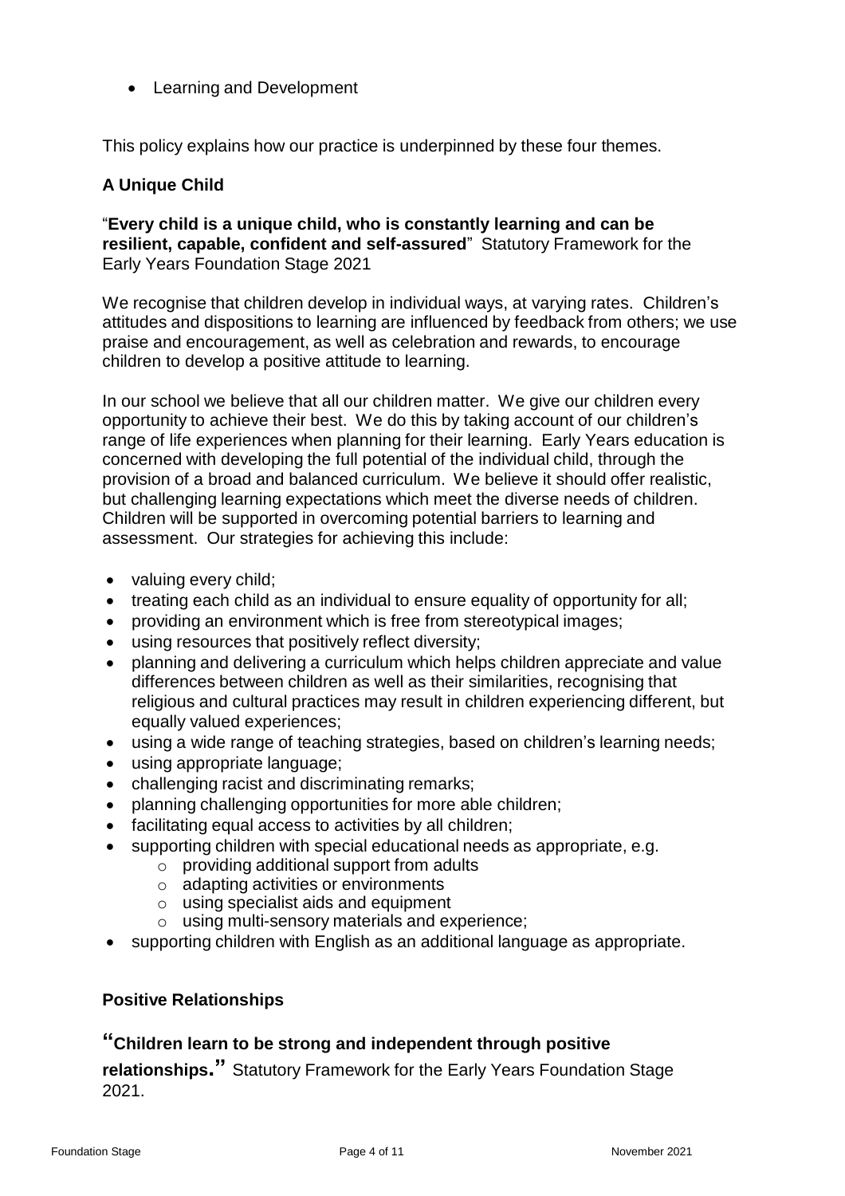- Learning and Development

This policy explains how our practice is underpinned by these four themes.

### A Unique Child

"**Every child is a unique child, who is constantly learning and can be resilient, capable, confident and self-assured**" Statutory Framework for the Early Years Foundation Stage 2021

We recognise that children develop in individual ways, at varying rates. Children's attitudes and dispositions to learning are influenced by feedback from others; we use praise and encouragement, as well as celebration and rewards, to encourage children to develop a positive attitude to learning.

In our school we believe that all our children matter. We give our children every opportunity to achieve their best. We do this by taking account of our children's range of life experiences when planning for their learning. Early Years education is concerned with developing the full potential of the individual child, through the provision of a broad and balanced curriculum. We believe it should offer realistic, but challenging learning expectations which meet the diverse needs of children. Children will be supported in overcoming potential barriers to learning and assessment. Our strategies for achieving this include:

- valuing every child;
- treating each child as an individual to ensure equality of opportunity for all;
- providing an environment which is free from stereotypical images;
- using resources that positively reflect diversity;
- planning and delivering a curriculum which helps children appreciate and value differences between children as well as their similarities, recognising that religious and cultural practices may result in children experiencing different, but equally valued experiences;
- using a wide range of teaching strategies, based on children's learning needs;
- using appropriate language;
- challenging racist and discriminating remarks;
- planning challenging opportunities for more able children;
- facilitating equal access to activities by all children;
- supporting children with special educational needs as appropriate, e.g.
  - providing additional support from adults
  - adapting activities or environments
  - using specialist aids and equipment
  - using multi-sensory materials and experience;
- supporting children with English as an additional language as appropriate.

### Positive Relationships

"**Children learn to be strong and independent through positive relationships.**" Statutory Framework for the Early Years Foundation Stage 2021.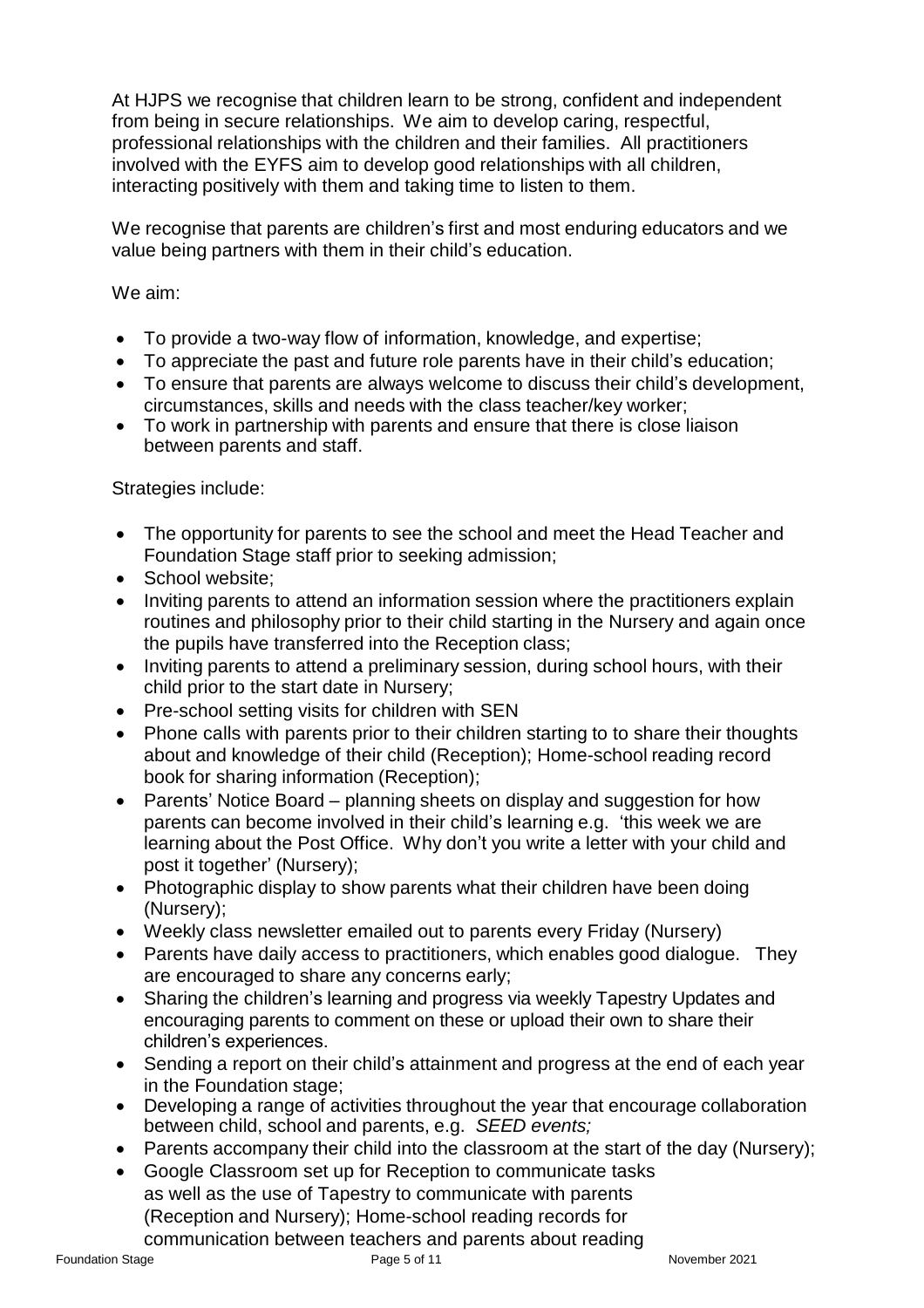At HJPS we recognise that children learn to be strong, confident and independent from being in secure relationships. We aim to develop caring, respectful, professional relationships with the children and their families. All practitioners involved with the EYFS aim to develop good relationships with all children, interacting positively with them and taking time to listen to them.

We recognise that parents are children's first and most enduring educators and we value being partners with them in their child's education.

We aim:

- To provide a two-way flow of information, knowledge, and expertise;
- To appreciate the past and future role parents have in their child's education;
- To ensure that parents are always welcome to discuss their child's development, circumstances, skills and needs with the class teacher/key worker;
- To work in partnership with parents and ensure that there is close liaison between parents and staff.

Strategies include:

- The opportunity for parents to see the school and meet the Head Teacher and Foundation Stage staff prior to seeking admission;
- School website;
- Inviting parents to attend an information session where the practitioners explain routines and philosophy prior to their child starting in the Nursery and again once the pupils have transferred into the Reception class;
- Inviting parents to attend a preliminary session, during school hours, with their child prior to the start date in Nursery;
- Pre-school setting visits for children with SEN
- Phone calls with parents prior to their children starting to to share their thoughts about and knowledge of their child (Reception); Home-school reading record book for sharing information (Reception);
- Parents' Notice Board – planning sheets on display and suggestion for how parents can become involved in their child's learning e.g. 'this week we are learning about the Post Office. Why don't you write a letter with your child and post it together' (Nursery);
- Photographic display to show parents what their children have been doing (Nursery);
- Weekly class newsletter emailed out to parents every Friday (Nursery)
- Parents have daily access to practitioners, which enables good dialogue. They are encouraged to share any concerns early;
- Sharing the children's learning and progress via weekly Tapestry Updates and encouraging parents to comment on these or upload their own to share their children's experiences.
- Sending a report on their child's attainment and progress at the end of each year in the Foundation stage;
- Developing a range of activities throughout the year that encourage collaboration between child, school and parents, e.g. *SEED events;*
- Parents accompany their child into the classroom at the start of the day (Nursery);
- Google Classroom set up for Reception to communicate tasks as well as the use of Tapestry to communicate with parents (Reception and Nursery); Home-school reading records for communication between teachers and parents about reading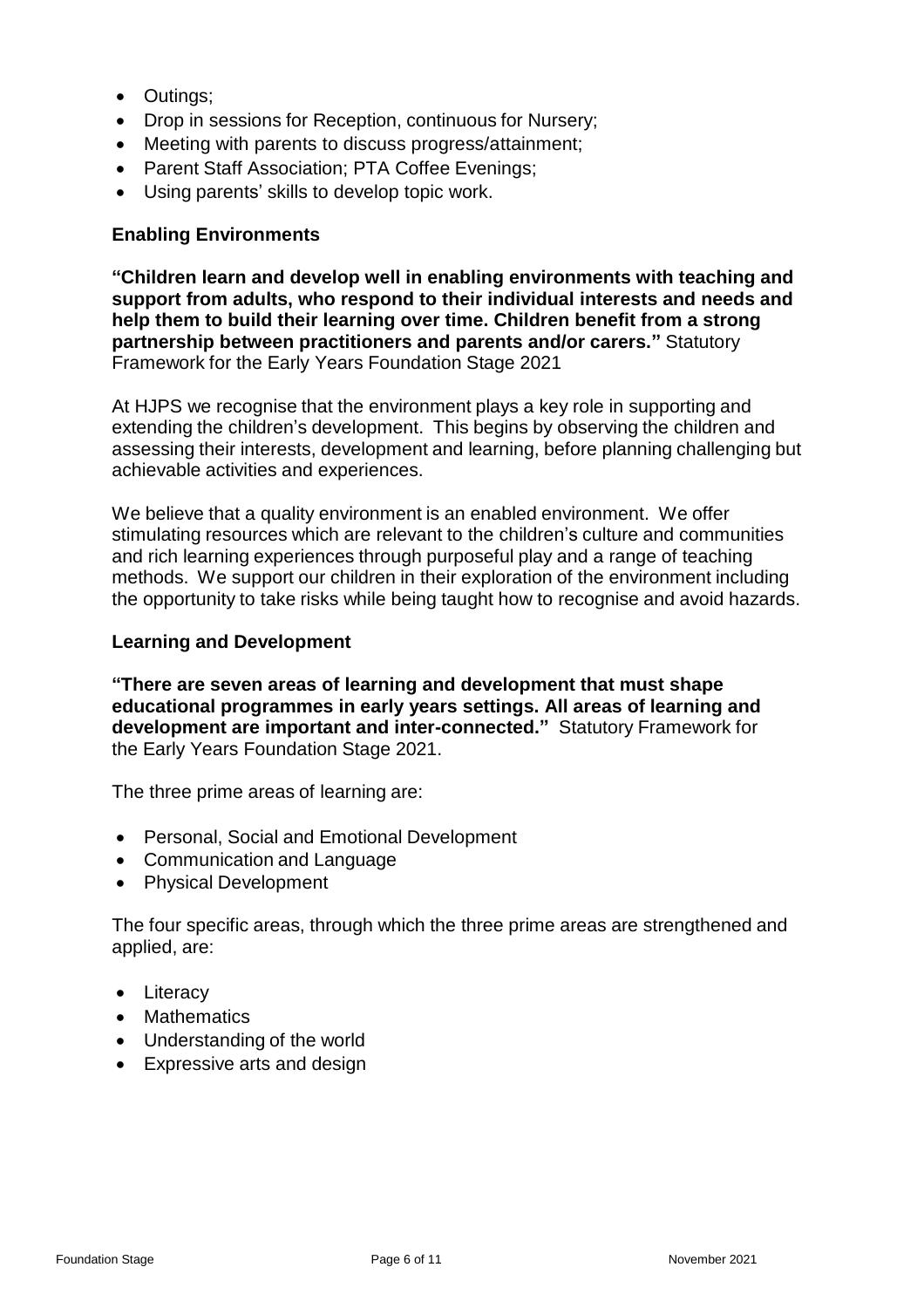- Outings;
- Drop in sessions for Reception, continuous for Nursery;
- Meeting with parents to discuss progress/attainment;
- Parent Staff Association; PTA Coffee Evenings;
- Using parents' skills to develop topic work.

### Enabling Environments

**"Children learn and develop well in enabling environments with teaching and support from adults, who respond to their individual interests and needs and help them to build their learning over time. Children benefit from a strong partnership between practitioners and parents and/or carers."** Statutory Framework for the Early Years Foundation Stage 2021

At HJPS we recognise that the environment plays a key role in supporting and extending the children's development. This begins by observing the children and assessing their interests, development and learning, before planning challenging but achievable activities and experiences.

We believe that a quality environment is an enabled environment. We offer stimulating resources which are relevant to the children's culture and communities and rich learning experiences through purposeful play and a range of teaching methods. We support our children in their exploration of the environment including the opportunity to take risks while being taught how to recognise and avoid hazards.

### Learning and Development

**"There are seven areas of learning and development that must shape educational programmes in early years settings. All areas of learning and development are important and inter-connected."** Statutory Framework for the Early Years Foundation Stage 2021.

The three prime areas of learning are:

- Personal, Social and Emotional Development
- Communication and Language
- Physical Development

The four specific areas, through which the three prime areas are strengthened and applied, are:

- Literacy
- Mathematics
- Understanding of the world
- Expressive arts and design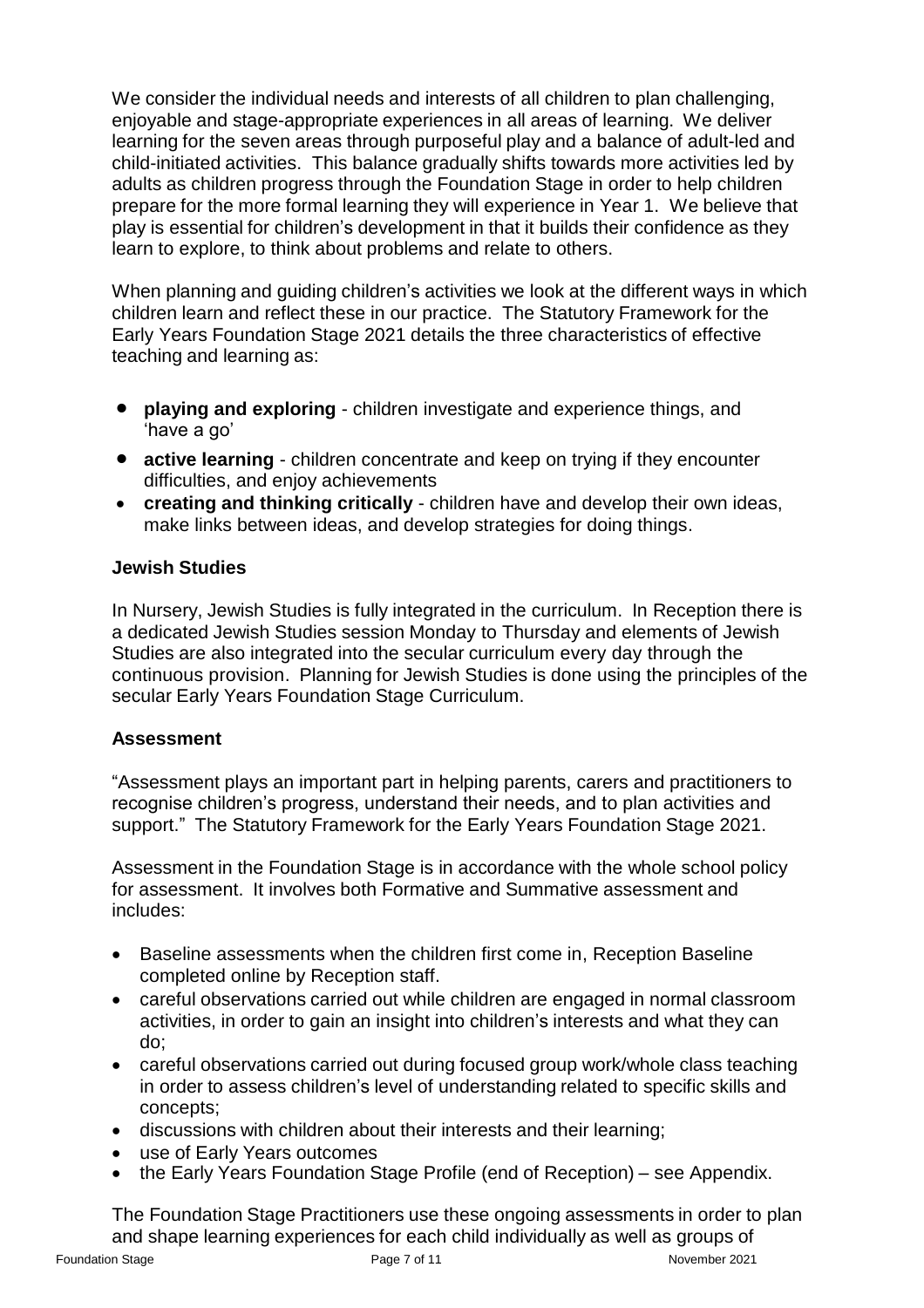We consider the individual needs and interests of all children to plan challenging, enjoyable and stage-appropriate experiences in all areas of learning. We deliver learning for the seven areas through purposeful play and a balance of adult-led and child-initiated activities. This balance gradually shifts towards more activities led by adults as children progress through the Foundation Stage in order to help children prepare for the more formal learning they will experience in Year 1. We believe that play is essential for children's development in that it builds their confidence as they learn to explore, to think about problems and relate to others.

When planning and guiding children's activities we look at the different ways in which children learn and reflect these in our practice. The Statutory Framework for the Early Years Foundation Stage 2021 details the three characteristics of effective teaching and learning as:

- **playing and exploring** - children investigate and experience things, and 'have a go'
- **active learning** - children concentrate and keep on trying if they encounter difficulties, and enjoy achievements
- **creating and thinking critically** - children have and develop their own ideas, make links between ideas, and develop strategies for doing things.

### Jewish Studies

In Nursery, Jewish Studies is fully integrated in the curriculum. In Reception there is a dedicated Jewish Studies session Monday to Thursday and elements of Jewish Studies are also integrated into the secular curriculum every day through the continuous provision. Planning for Jewish Studies is done using the principles of the secular Early Years Foundation Stage Curriculum.

### Assessment

"Assessment plays an important part in helping parents, carers and practitioners to recognise children's progress, understand their needs, and to plan activities and support." The Statutory Framework for the Early Years Foundation Stage 2021.

Assessment in the Foundation Stage is in accordance with the whole school policy for assessment. It involves both Formative and Summative assessment and includes:

- Baseline assessments when the children first come in, Reception Baseline completed online by Reception staff.
- careful observations carried out while children are engaged in normal classroom activities, in order to gain an insight into children's interests and what they can do;
- careful observations carried out during focused group work/whole class teaching in order to assess children's level of understanding related to specific skills and concepts;
- discussions with children about their interests and their learning;
- use of Early Years outcomes
- the Early Years Foundation Stage Profile (end of Reception) – see Appendix.

The Foundation Stage Practitioners use these ongoing assessments in order to plan and shape learning experiences for each child individually as well as groups of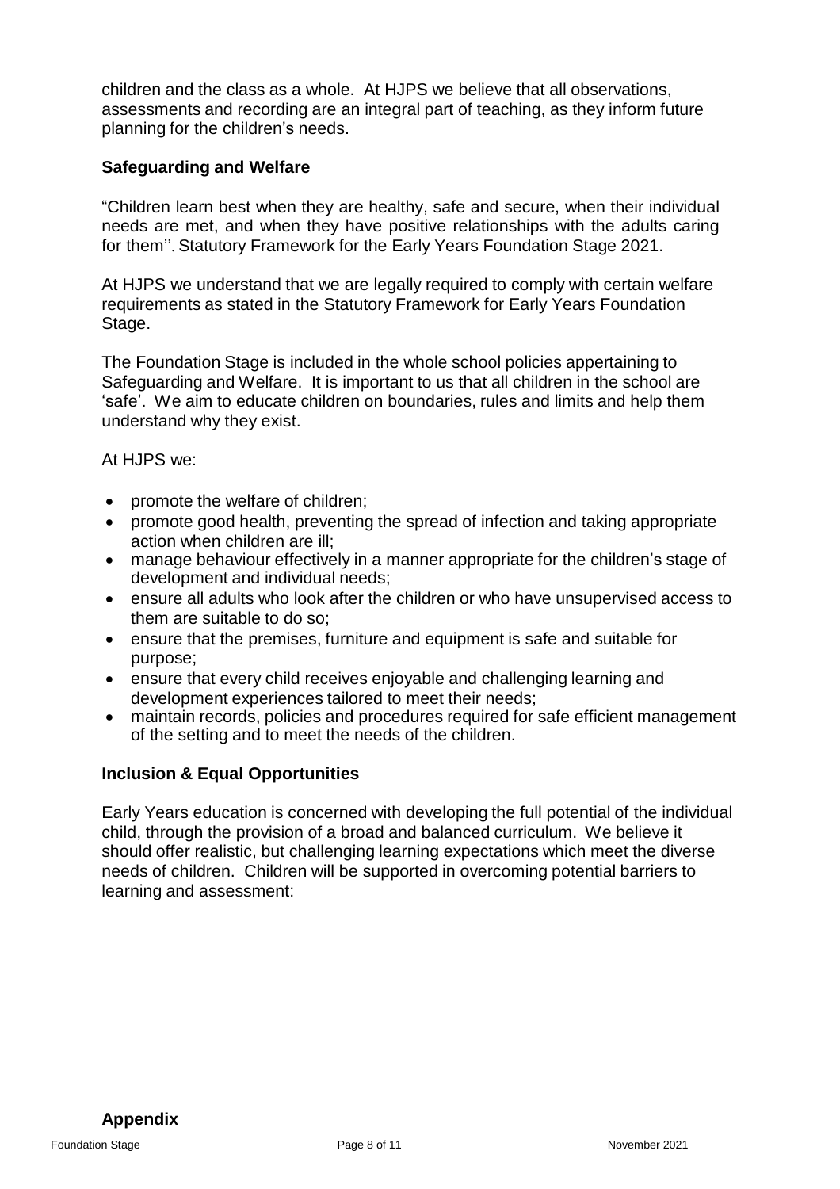children and the class as a whole. At HJPS we believe that all observations, assessments and recording are an integral part of teaching, as they inform future planning for the children's needs.

### Safeguarding and Welfare

"Children learn best when they are healthy, safe and secure, when their individual needs are met, and when they have positive relationships with the adults caring for them''. Statutory Framework for the Early Years Foundation Stage 2021.

At HJPS we understand that we are legally required to comply with certain welfare requirements as stated in the Statutory Framework for Early Years Foundation Stage.

The Foundation Stage is included in the whole school policies appertaining to Safeguarding and Welfare. It is important to us that all children in the school are 'safe'. We aim to educate children on boundaries, rules and limits and help them understand why they exist.

At HJPS we:

- promote the welfare of children;
- promote good health, preventing the spread of infection and taking appropriate action when children are ill;
- manage behaviour effectively in a manner appropriate for the children's stage of development and individual needs;
- ensure all adults who look after the children or who have unsupervised access to them are suitable to do so;
- ensure that the premises, furniture and equipment is safe and suitable for purpose;
- ensure that every child receives enjoyable and challenging learning and development experiences tailored to meet their needs;
- maintain records, policies and procedures required for safe efficient management of the setting and to meet the needs of the children.

### Inclusion & Equal Opportunities

Early Years education is concerned with developing the full potential of the individual child, through the provision of a broad and balanced curriculum. We believe it should offer realistic, but challenging learning expectations which meet the diverse needs of children. Children will be supported in overcoming potential barriers to learning and assessment:

### Appendix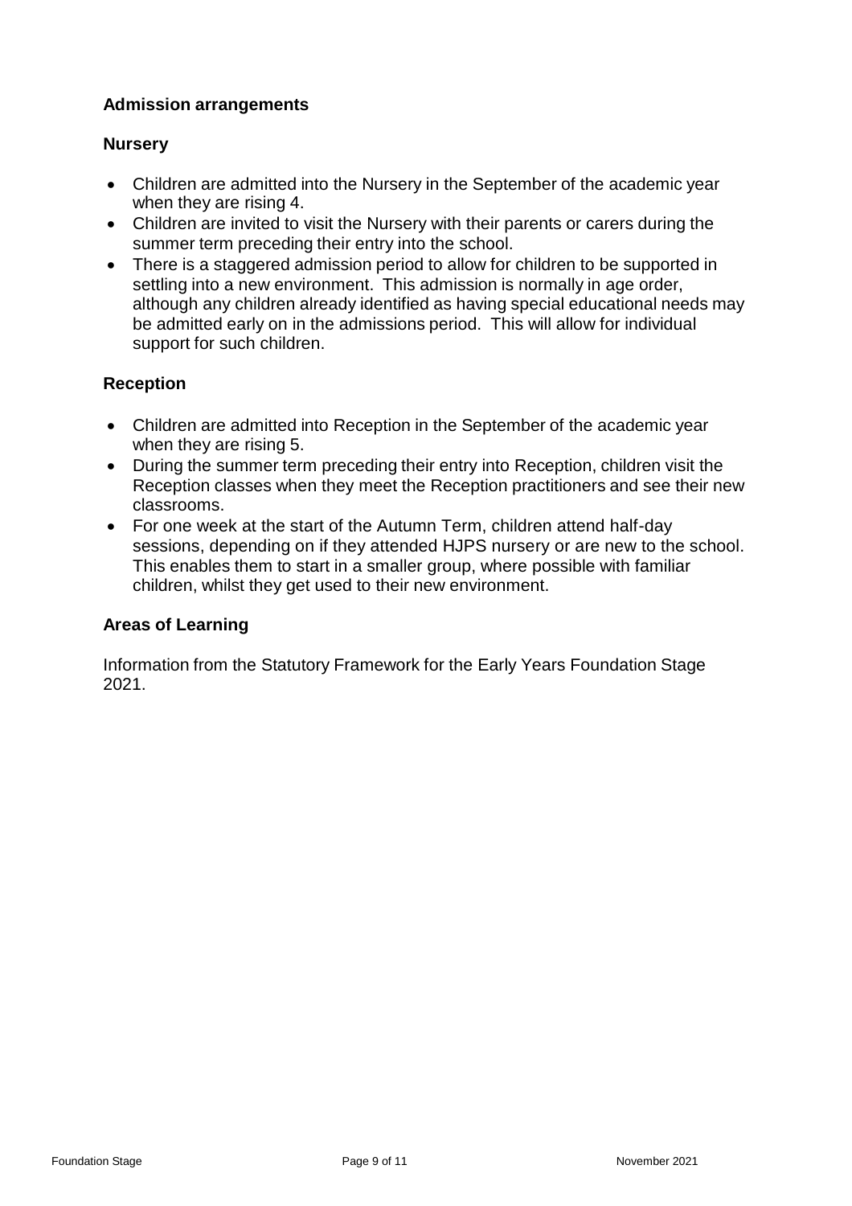## Admission arrangements

### Nursery

- Children are admitted into the Nursery in the September of the academic year when they are rising 4.
- Children are invited to visit the Nursery with their parents or carers during the summer term preceding their entry into the school.
- There is a staggered admission period to allow for children to be supported in settling into a new environment. This admission is normally in age order, although any children already identified as having special educational needs may be admitted early on in the admissions period. This will allow for individual support for such children.

### Reception

- Children are admitted into Reception in the September of the academic year when they are rising 5.
- During the summer term preceding their entry into Reception, children visit the Reception classes when they meet the Reception practitioners and see their new classrooms.
- For one week at the start of the Autumn Term, children attend half-day sessions, depending on if they attended HJPS nursery or are new to the school. This enables them to start in a smaller group, where possible with familiar children, whilst they get used to their new environment.

## Areas of Learning

Information from the Statutory Framework for the Early Years Foundation Stage 2021.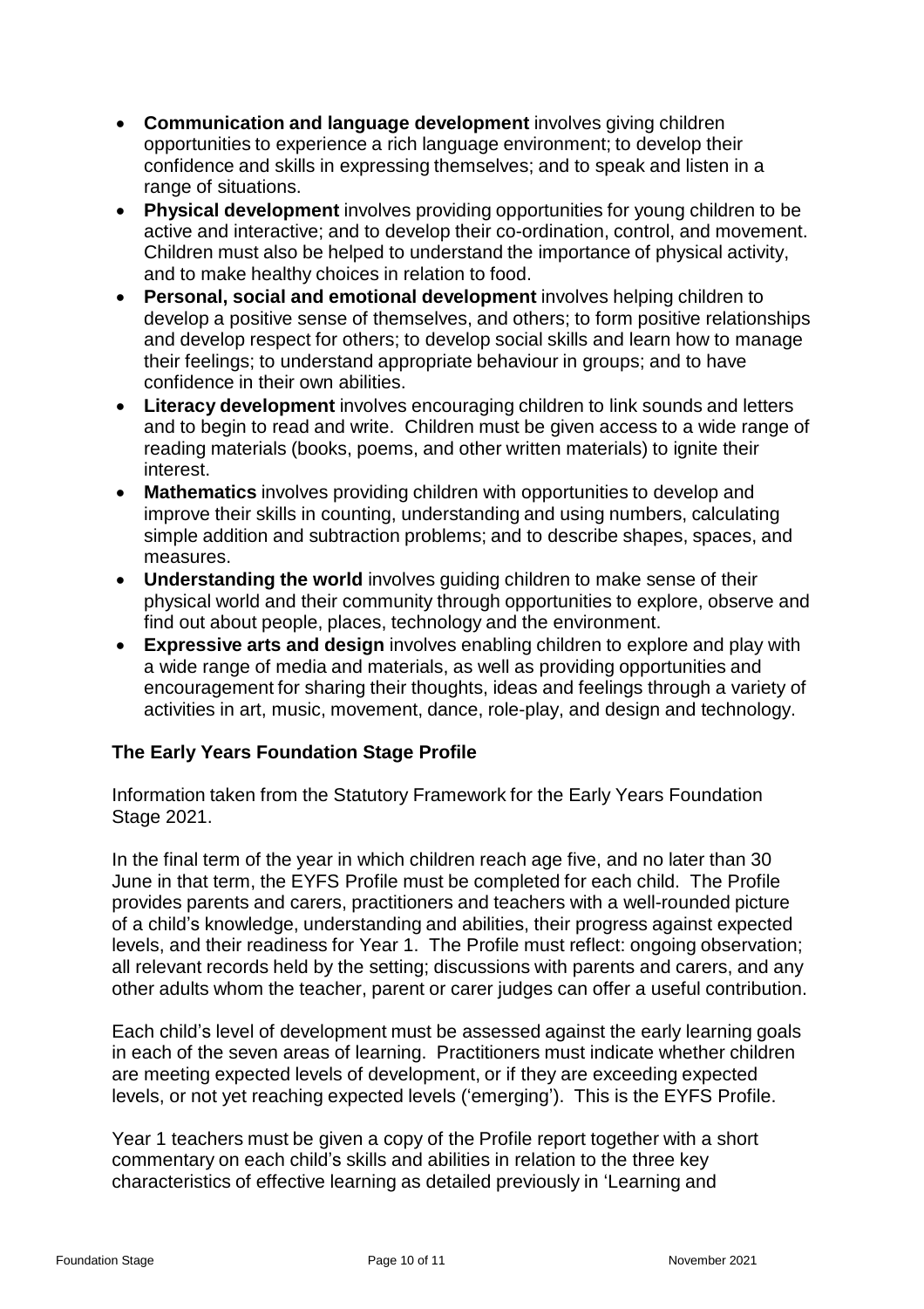- **Communication and language development** involves giving children opportunities to experience a rich language environment; to develop their confidence and skills in expressing themselves; and to speak and listen in a range of situations.
- **Physical development** involves providing opportunities for young children to be active and interactive; and to develop their co-ordination, control, and movement. Children must also be helped to understand the importance of physical activity, and to make healthy choices in relation to food.
- **Personal, social and emotional development** involves helping children to develop a positive sense of themselves, and others; to form positive relationships and develop respect for others; to develop social skills and learn how to manage their feelings; to understand appropriate behaviour in groups; and to have confidence in their own abilities.
- **Literacy development** involves encouraging children to link sounds and letters and to begin to read and write. Children must be given access to a wide range of reading materials (books, poems, and other written materials) to ignite their interest.
- **Mathematics** involves providing children with opportunities to develop and improve their skills in counting, understanding and using numbers, calculating simple addition and subtraction problems; and to describe shapes, spaces, and measures.
- **Understanding the world** involves guiding children to make sense of their physical world and their community through opportunities to explore, observe and find out about people, places, technology and the environment.
- **Expressive arts and design** involves enabling children to explore and play with a wide range of media and materials, as well as providing opportunities and encouragement for sharing their thoughts, ideas and feelings through a variety of activities in art, music, movement, dance, role-play, and design and technology.

### The Early Years Foundation Stage Profile

Information taken from the Statutory Framework for the Early Years Foundation Stage 2021.

In the final term of the year in which children reach age five, and no later than 30 June in that term, the EYFS Profile must be completed for each child. The Profile provides parents and carers, practitioners and teachers with a well-rounded picture of a child's knowledge, understanding and abilities, their progress against expected levels, and their readiness for Year 1. The Profile must reflect: ongoing observation; all relevant records held by the setting; discussions with parents and carers, and any other adults whom the teacher, parent or carer judges can offer a useful contribution.

Each child's level of development must be assessed against the early learning goals in each of the seven areas of learning. Practitioners must indicate whether children are meeting expected levels of development, or if they are exceeding expected levels, or not yet reaching expected levels ('emerging'). This is the EYFS Profile.

Year 1 teachers must be given a copy of the Profile report together with a short commentary on each child's skills and abilities in relation to the three key characteristics of effective learning as detailed previously in 'Learning and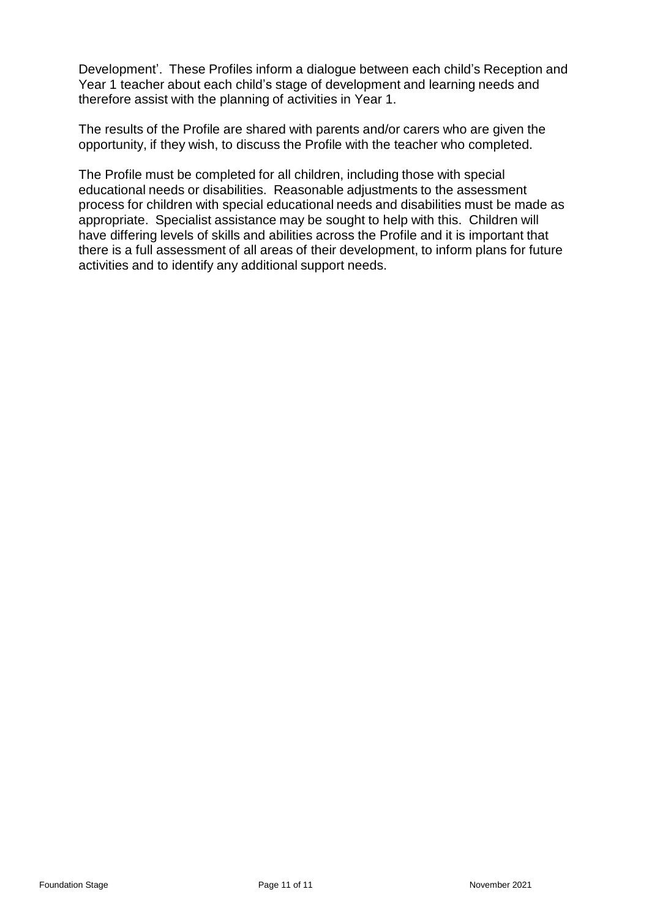Development'. These Profiles inform a dialogue between each child's Reception and Year 1 teacher about each child's stage of development and learning needs and therefore assist with the planning of activities in Year 1.

The results of the Profile are shared with parents and/or carers who are given the opportunity, if they wish, to discuss the Profile with the teacher who completed.

The Profile must be completed for all children, including those with special educational needs or disabilities. Reasonable adjustments to the assessment process for children with special educational needs and disabilities must be made as appropriate. Specialist assistance may be sought to help with this. Children will have differing levels of skills and abilities across the Profile and it is important that there is a full assessment of all areas of their development, to inform plans for future activities and to identify any additional support needs.